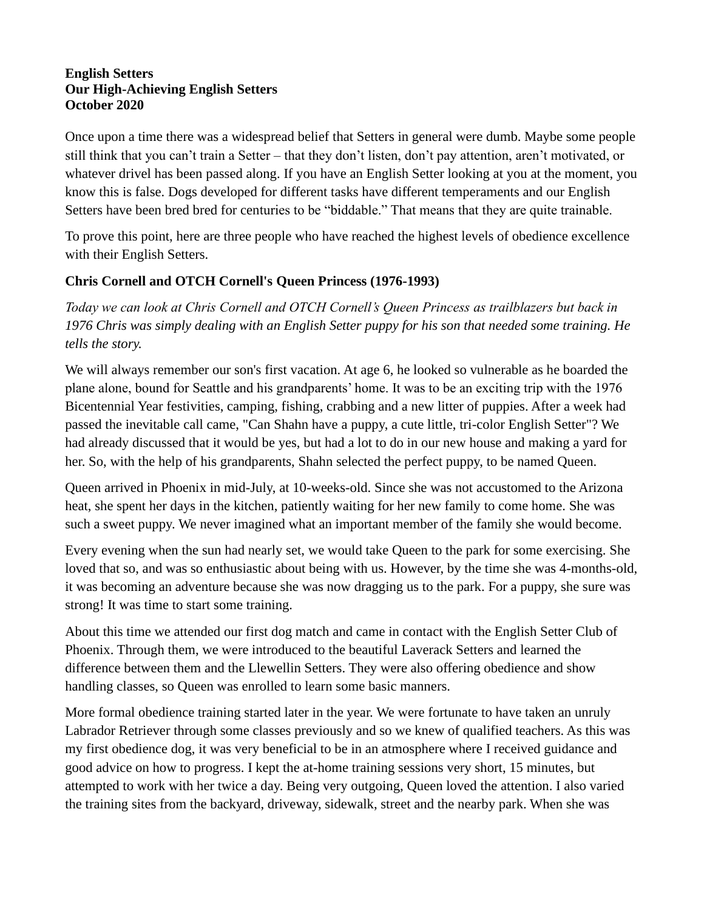**English Setters**
**Our High-Achieving English Setters**
**October 2020**

Once upon a time there was a widespread belief that Setters in general were dumb. Maybe some people still think that you can't train a Setter – that they don't listen, don't pay attention, aren't motivated, or whatever drivel has been passed along. If you have an English Setter looking at you at the moment, you know this is false. Dogs developed for different tasks have different temperaments and our English Setters have been bred bred for centuries to be "biddable." That means that they are quite trainable.

To prove this point, here are three people who have reached the highest levels of obedience excellence with their English Setters.

### Chris Cornell and OTCH Cornell's Queen Princess (1976-1993)

*Today we can look at Chris Cornell and OTCH Cornell's Queen Princess as trailblazers but back in 1976 Chris was simply dealing with an English Setter puppy for his son that needed some training. He tells the story.*

We will always remember our son's first vacation. At age 6, he looked so vulnerable as he boarded the plane alone, bound for Seattle and his grandparents' home. It was to be an exciting trip with the 1976 Bicentennial Year festivities, camping, fishing, crabbing and a new litter of puppies. After a week had passed the inevitable call came, "Can Shahn have a puppy, a cute little, tri-color English Setter"? We had already discussed that it would be yes, but had a lot to do in our new house and making a yard for her. So, with the help of his grandparents, Shahn selected the perfect puppy, to be named Queen.

Queen arrived in Phoenix in mid-July, at 10-weeks-old. Since she was not accustomed to the Arizona heat, she spent her days in the kitchen, patiently waiting for her new family to come home. She was such a sweet puppy. We never imagined what an important member of the family she would become.

Every evening when the sun had nearly set, we would take Queen to the park for some exercising. She loved that so, and was so enthusiastic about being with us. However, by the time she was 4-months-old, it was becoming an adventure because she was now dragging us to the park. For a puppy, she sure was strong! It was time to start some training.

About this time we attended our first dog match and came in contact with the English Setter Club of Phoenix. Through them, we were introduced to the beautiful Laverack Setters and learned the difference between them and the Llewellin Setters. They were also offering obedience and show handling classes, so Queen was enrolled to learn some basic manners.

More formal obedience training started later in the year. We were fortunate to have taken an unruly Labrador Retriever through some classes previously and so we knew of qualified teachers. As this was my first obedience dog, it was very beneficial to be in an atmosphere where I received guidance and good advice on how to progress. I kept the at-home training sessions very short, 15 minutes, but attempted to work with her twice a day. Being very outgoing, Queen loved the attention. I also varied the training sites from the backyard, driveway, sidewalk, street and the nearby park. When she was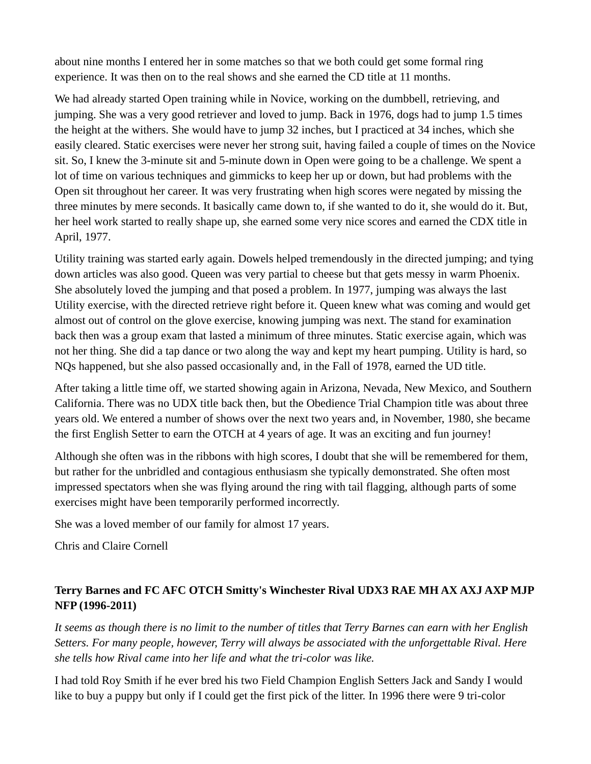about nine months I entered her in some matches so that we both could get some formal ring experience. It was then on to the real shows and she earned the CD title at 11 months.

We had already started Open training while in Novice, working on the dumbbell, retrieving, and jumping. She was a very good retriever and loved to jump. Back in 1976, dogs had to jump 1.5 times the height at the withers. She would have to jump 32 inches, but I practiced at 34 inches, which she easily cleared. Static exercises were never her strong suit, having failed a couple of times on the Novice sit. So, I knew the 3-minute sit and 5-minute down in Open were going to be a challenge. We spent a lot of time on various techniques and gimmicks to keep her up or down, but had problems with the Open sit throughout her career. It was very frustrating when high scores were negated by missing the three minutes by mere seconds. It basically came down to, if she wanted to do it, she would do it. But, her heel work started to really shape up, she earned some very nice scores and earned the CDX title in April, 1977.

Utility training was started early again. Dowels helped tremendously in the directed jumping; and tying down articles was also good. Queen was very partial to cheese but that gets messy in warm Phoenix. She absolutely loved the jumping and that posed a problem. In 1977, jumping was always the last Utility exercise, with the directed retrieve right before it. Queen knew what was coming and would get almost out of control on the glove exercise, knowing jumping was next. The stand for examination back then was a group exam that lasted a minimum of three minutes. Static exercise again, which was not her thing. She did a tap dance or two along the way and kept my heart pumping. Utility is hard, so NQs happened, but she also passed occasionally and, in the Fall of 1978, earned the UD title.

After taking a little time off, we started showing again in Arizona, Nevada, New Mexico, and Southern California. There was no UDX title back then, but the Obedience Trial Champion title was about three years old. We entered a number of shows over the next two years and, in November, 1980, she became the first English Setter to earn the OTCH at 4 years of age. It was an exciting and fun journey!

Although she often was in the ribbons with high scores, I doubt that she will be remembered for them, but rather for the unbridled and contagious enthusiasm she typically demonstrated. She often most impressed spectators when she was flying around the ring with tail flagging, although parts of some exercises might have been temporarily performed incorrectly.

She was a loved member of our family for almost 17 years.

Chris and Claire Cornell

**Terry Barnes and FC AFC OTCH Smitty's Winchester Rival UDX3 RAE MH AX AXJ AXP MJP NFP (1996-2011)**

*It seems as though there is no limit to the number of titles that Terry Barnes can earn with her English Setters. For many people, however, Terry will always be associated with the unforgettable Rival. Here she tells how Rival came into her life and what the tri-color was like.*

I had told Roy Smith if he ever bred his two Field Champion English Setters Jack and Sandy I would like to buy a puppy but only if I could get the first pick of the litter. In 1996 there were 9 tri-color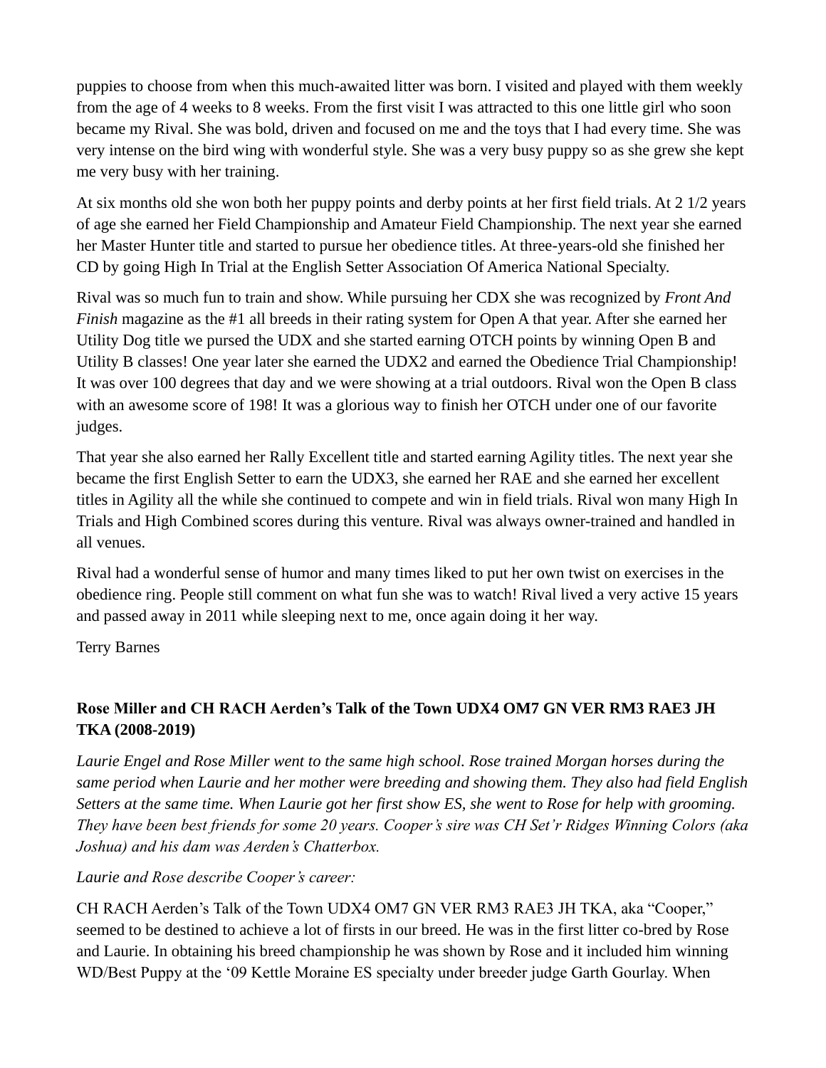puppies to choose from when this much-awaited litter was born. I visited and played with them weekly from the age of 4 weeks to 8 weeks. From the first visit I was attracted to this one little girl who soon became my Rival. She was bold, driven and focused on me and the toys that I had every time. She was very intense on the bird wing with wonderful style. She was a very busy puppy so as she grew she kept me very busy with her training.

At six months old she won both her puppy points and derby points at her first field trials. At 2 1/2 years of age she earned her Field Championship and Amateur Field Championship. The next year she earned her Master Hunter title and started to pursue her obedience titles. At three-years-old she finished her CD by going High In Trial at the English Setter Association Of America National Specialty.

Rival was so much fun to train and show. While pursuing her CDX she was recognized by *Front And Finish* magazine as the #1 all breeds in their rating system for Open A that year. After she earned her Utility Dog title we pursed the UDX and she started earning OTCH points by winning Open B and Utility B classes! One year later she earned the UDX2 and earned the Obedience Trial Championship! It was over 100 degrees that day and we were showing at a trial outdoors. Rival won the Open B class with an awesome score of 198! It was a glorious way to finish her OTCH under one of our favorite judges.

That year she also earned her Rally Excellent title and started earning Agility titles. The next year she became the first English Setter to earn the UDX3, she earned her RAE and she earned her excellent titles in Agility all the while she continued to compete and win in field trials. Rival won many High In Trials and High Combined scores during this venture. Rival was always owner-trained and handled in all venues.

Rival had a wonderful sense of humor and many times liked to put her own twist on exercises in the obedience ring. People still comment on what fun she was to watch! Rival lived a very active 15 years and passed away in 2011 while sleeping next to me, once again doing it her way.

Terry Barnes

### Rose Miller and CH RACH Aerden's Talk of the Town UDX4 OM7 GN VER RM3 RAE3 JH TKA (2008-2019)

*Laurie Engel and Rose Miller went to the same high school. Rose trained Morgan horses during the same period when Laurie and her mother were breeding and showing them. They also had field English Setters at the same time. When Laurie got her first show ES, she went to Rose for help with grooming. They have been best friends for some 20 years. Cooper's sire was CH Set'r Ridges Winning Colors (aka Joshua) and his dam was Aerden's Chatterbox.*

*Laurie and Rose describe Cooper's career:*

CH RACH Aerden's Talk of the Town UDX4 OM7 GN VER RM3 RAE3 JH TKA, aka "Cooper," seemed to be destined to achieve a lot of firsts in our breed. He was in the first litter co-bred by Rose and Laurie. In obtaining his breed championship he was shown by Rose and it included him winning WD/Best Puppy at the '09 Kettle Moraine ES specialty under breeder judge Garth Gourlay. When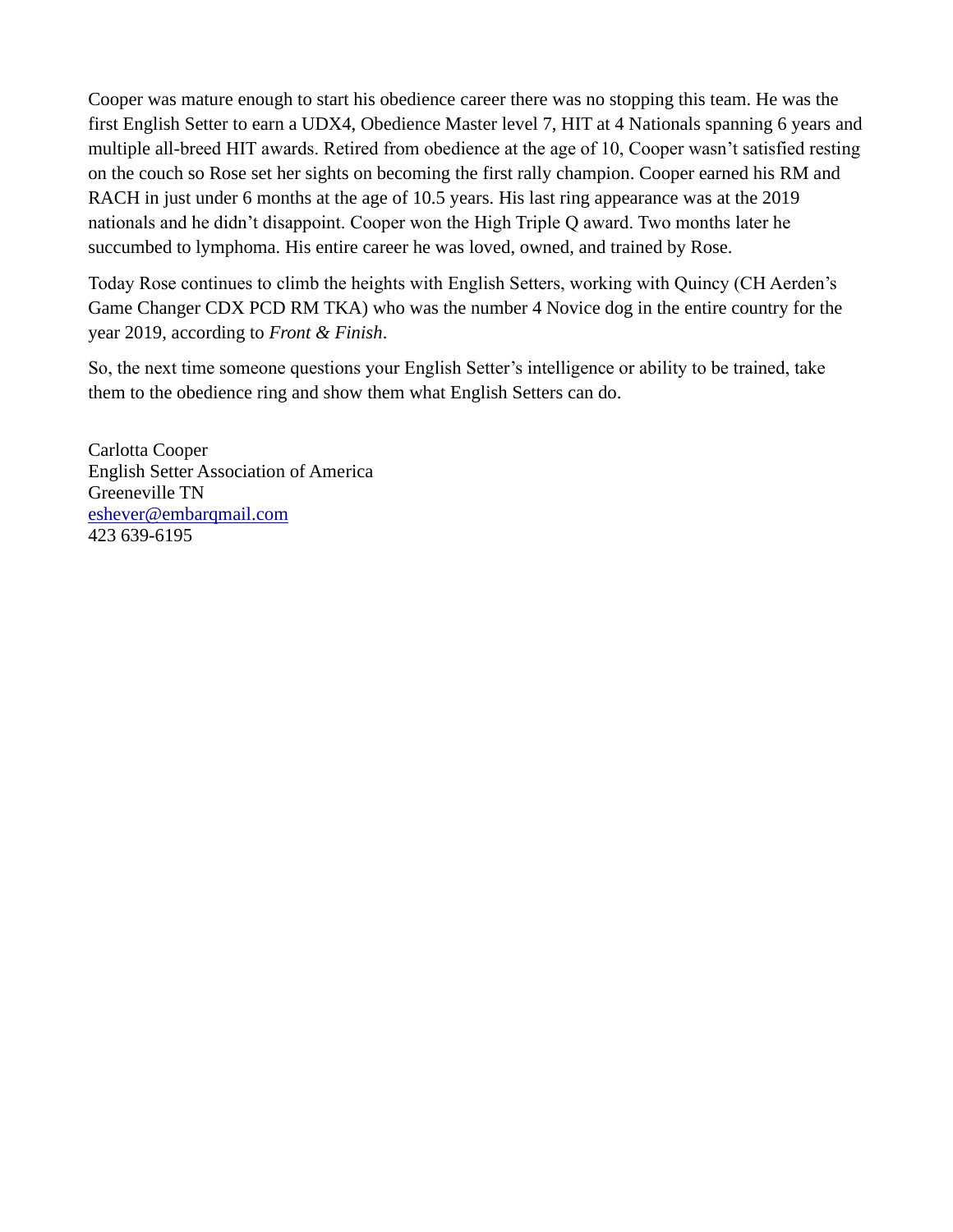Cooper was mature enough to start his obedience career there was no stopping this team. He was the first English Setter to earn a UDX4, Obedience Master level 7, HIT at 4 Nationals spanning 6 years and multiple all-breed HIT awards. Retired from obedience at the age of 10, Cooper wasn't satisfied resting on the couch so Rose set her sights on becoming the first rally champion. Cooper earned his RM and RACH in just under 6 months at the age of 10.5 years. His last ring appearance was at the 2019 nationals and he didn't disappoint. Cooper won the High Triple Q award. Two months later he succumbed to lymphoma. His entire career he was loved, owned, and trained by Rose.

Today Rose continues to climb the heights with English Setters, working with Quincy (CH Aerden's Game Changer CDX PCD RM TKA) who was the number 4 Novice dog in the entire country for the year 2019, according to *Front & Finish*.

So, the next time someone questions your English Setter's intelligence or ability to be trained, take them to the obedience ring and show them what English Setters can do.

Carlotta Cooper  
English Setter Association of America  
Greeneville TN  
eshever@embarqmail.com  
423 639-6195